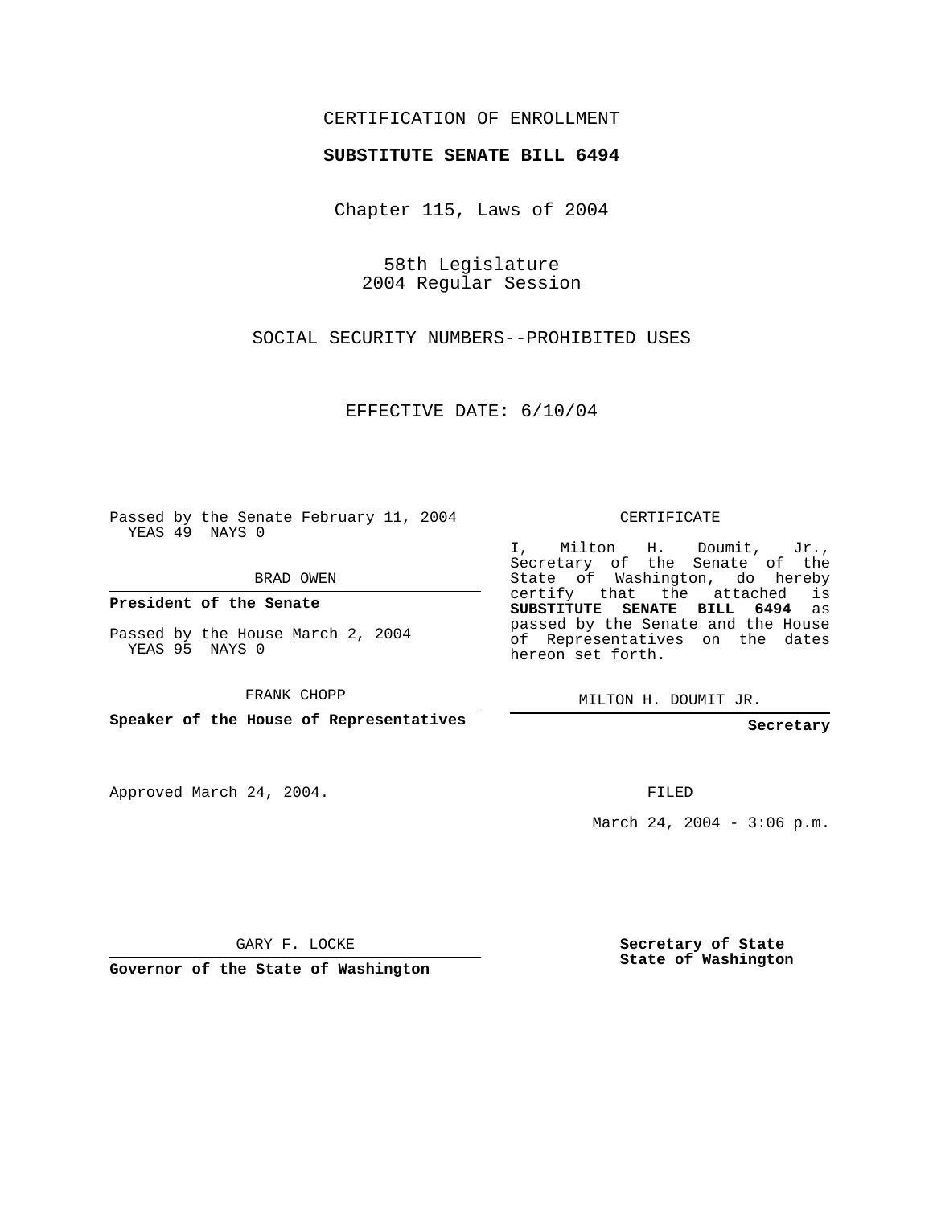CERTIFICATION OF ENROLLMENT

**SUBSTITUTE SENATE BILL 6494**

Chapter 115, Laws of 2004

58th Legislature
2004 Regular Session

SOCIAL SECURITY NUMBERS--PROHIBITED USES

EFFECTIVE DATE: 6/10/04

Passed by the Senate February 11, 2004
YEAS 49 NAYS 0

BRAD OWEN

**President of the Senate**

Passed by the House March 2, 2004
YEAS 95 NAYS 0

FRANK CHOPP

**Speaker of the House of Representatives**

CERTIFICATE

I, Milton H. Doumit, Jr., Secretary of the Senate of the State of Washington, do hereby certify that the attached is **SUBSTITUTE SENATE BILL 6494** as passed by the Senate and the House of Representatives on the dates hereon set forth.

MILTON H. DOUMIT JR.

**Secretary**

Approved March 24, 2004.

FILED

March 24, 2004 - 3:06 p.m.

GARY F. LOCKE

**Governor of the State of Washington**

**Secretary of State**
**State of Washington**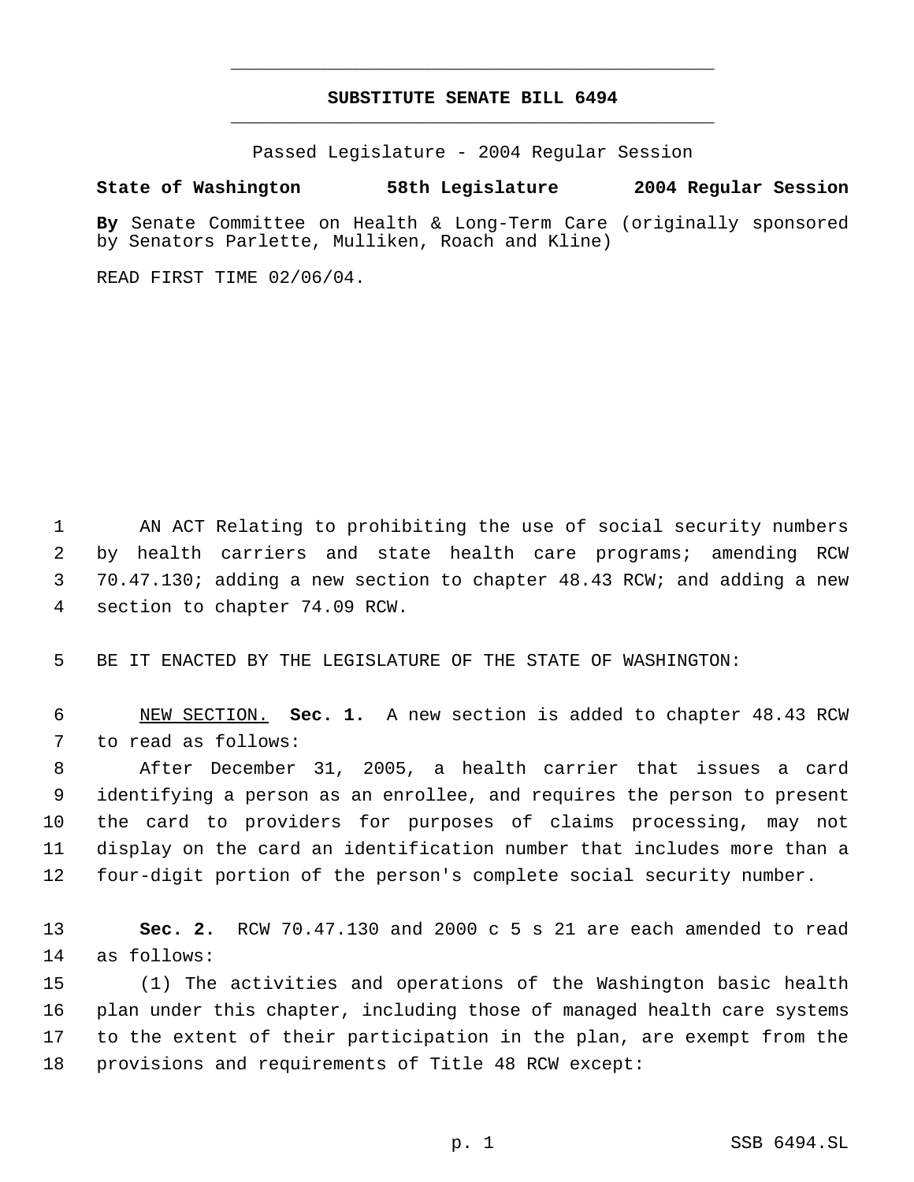# SUBSTITUTE SENATE BILL 6494

Passed Legislature - 2004 Regular Session

**State of Washington 58th Legislature 2004 Regular Session**

**By** Senate Committee on Health & Long-Term Care (originally sponsored by Senators Parlette, Mulliken, Roach and Kline)

READ FIRST TIME 02/06/04.

1 AN ACT Relating to prohibiting the use of social security numbers
2 by health carriers and state health care programs; amending RCW
3 70.47.130; adding a new section to chapter 48.43 RCW; and adding a new
4 section to chapter 74.09 RCW.

5 BE IT ENACTED BY THE LEGISLATURE OF THE STATE OF WASHINGTON:

6 NEW SECTION. **Sec. 1.** A new section is added to chapter 48.43 RCW
7 to read as follows:
8 After December 31, 2005, a health carrier that issues a card
9 identifying a person as an enrollee, and requires the person to present
10 the card to providers for purposes of claims processing, may not
11 display on the card an identification number that includes more than a
12 four-digit portion of the person's complete social security number.

13 **Sec. 2.** RCW 70.47.130 and 2000 c 5 s 21 are each amended to read
14 as follows:
15 (1) The activities and operations of the Washington basic health
16 plan under this chapter, including those of managed health care systems
17 to the extent of their participation in the plan, are exempt from the
18 provisions and requirements of Title 48 RCW except: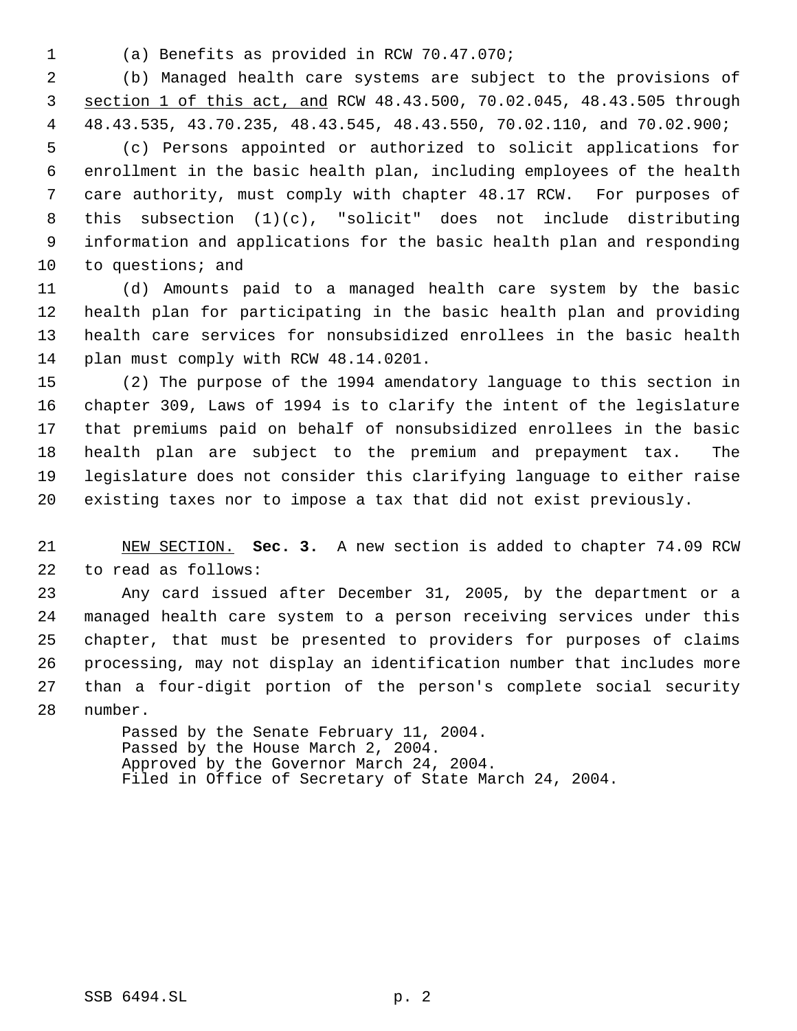(a) Benefits as provided in RCW 70.47.070;

(b) Managed health care systems are subject to the provisions of section 1 of this act, and RCW 48.43.500, 70.02.045, 48.43.505 through 48.43.535, 43.70.235, 48.43.545, 48.43.550, 70.02.110, and 70.02.900;

(c) Persons appointed or authorized to solicit applications for enrollment in the basic health plan, including employees of the health care authority, must comply with chapter 48.17 RCW. For purposes of this subsection (1)(c), "solicit" does not include distributing information and applications for the basic health plan and responding to questions; and

(d) Amounts paid to a managed health care system by the basic health plan for participating in the basic health plan and providing health care services for nonsubsidized enrollees in the basic health plan must comply with RCW 48.14.0201.

(2) The purpose of the 1994 amendatory language to this section in chapter 309, Laws of 1994 is to clarify the intent of the legislature that premiums paid on behalf of nonsubsidized enrollees in the basic health plan are subject to the premium and prepayment tax. The legislature does not consider this clarifying language to either raise existing taxes nor to impose a tax that did not exist previously.

NEW SECTION. **Sec. 3.** A new section is added to chapter 74.09 RCW to read as follows:

Any card issued after December 31, 2005, by the department or a managed health care system to a person receiving services under this chapter, that must be presented to providers for purposes of claims processing, may not display an identification number that includes more than a four-digit portion of the person's complete social security number.

Passed by the Senate February 11, 2004.
Passed by the House March 2, 2004.
Approved by the Governor March 24, 2004.
Filed in Office of Secretary of State March 24, 2004.